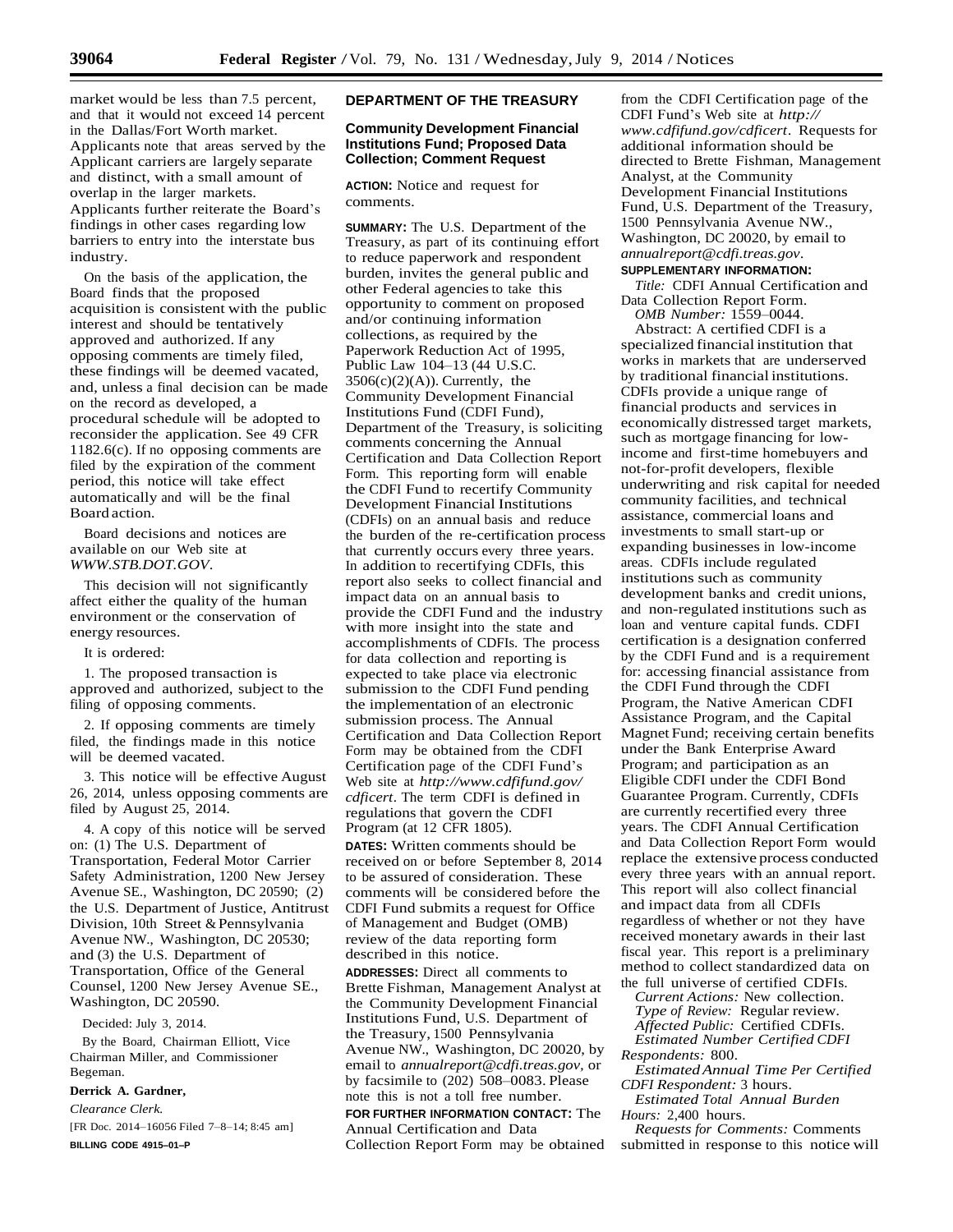market would be less than 7.5 percent, and that it would not exceed 14 percent in the Dallas/Fort Worth market. Applicants note that areas served by the Applicant carriers are largely separate and distinct, with a small amount of overlap in the larger markets. Applicants further reiterate the Board's findings in other cases regarding low barriers to entry into the interstate bus industry.

On the basis of the application, the Board finds that the proposed acquisition is consistent with the public interest and should be tentatively approved and authorized. If any opposing comments are timely filed, these findings will be deemed vacated, and, unless a final decision can be made on the record as developed, a procedural schedule will be adopted to reconsider the application. See 49 CFR 1182.6(c). If no opposing comments are filed by the expiration of the comment period, this notice will take effect automatically and will be the final Board action.

Board decisions and notices are available on our Web site at *WWW.STB.DOT.GOV*.

This decision will not significantly affect either the quality of the human environment or the conservation of energy resources.

It is ordered:

1. The proposed transaction is approved and authorized, subject to the filing of opposing comments.

2. If opposing comments are timely filed, the findings made in this notice will be deemed vacated.

3. This notice will be effective August 26, 2014, unless opposing comments are filed by August 25, 2014.

4. A copy of this notice will be served on: (1) The U.S. Department of Transportation, Federal Motor Carrier Safety Administration, 1200 New Jersey Avenue SE., Washington, DC 20590; (2) the U.S. Department of Justice, Antitrust Division, 10th Street & Pennsylvania Avenue NW., Washington, DC 20530; and (3) the U.S. Department of Transportation, Office of the General Counsel, 1200 New Jersey Avenue SE., Washington, DC 20590.

Decided: July 3, 2014.

By the Board, Chairman Elliott, Vice Chairman Miller, and Commissioner Begeman.

**Derrick A. Gardner,**

*Clearance Clerk.*

[FR Doc. 2014–16056 Filed 7–8–14; 8:45 am]

**BILLING CODE 4915–01–P**

## DEPARTMENT OF THE TREASURY

### Community Development Financial Institutions Fund; Proposed Data Collection; Comment Request

**ACTION:** Notice and request for comments.

**SUMMARY:** The U.S. Department of the Treasury, as part of its continuing effort to reduce paperwork and respondent burden, invites the general public and other Federal agencies to take this opportunity to comment on proposed and/or continuing information collections, as required by the Paperwork Reduction Act of 1995, Public Law 104–13 (44 U.S.C. 3506(c)(2)(A)). Currently, the Community Development Financial Institutions Fund (CDFI Fund), Department of the Treasury, is soliciting comments concerning the Annual Certification and Data Collection Report Form. This reporting form will enable the CDFI Fund to recertify Community Development Financial Institutions (CDFIs) on an annual basis and reduce the burden of the re-certification process that currently occurs every three years. In addition to recertifying CDFIs, this report also seeks to collect financial and impact data on an annual basis to provide the CDFI Fund and the industry with more insight into the state and accomplishments of CDFIs. The process for data collection and reporting is expected to take place via electronic submission to the CDFI Fund pending the implementation of an electronic submission process. The Annual Certification and Data Collection Report Form may be obtained from the CDFI Certification page of the CDFI Fund's Web site at *http://www.cdfifund.gov/cdficert*. The term CDFI is defined in regulations that govern the CDFI Program (at 12 CFR 1805).

**DATES:** Written comments should be received on or before September 8, 2014 to be assured of consideration. These comments will be considered before the CDFI Fund submits a request for Office of Management and Budget (OMB) review of the data reporting form described in this notice.

**ADDRESSES:** Direct all comments to Brette Fishman, Management Analyst at the Community Development Financial Institutions Fund, U.S. Department of the Treasury, 1500 Pennsylvania Avenue NW., Washington, DC 20020, by email to *annualreport@cdfi.treas.gov*, or by facsimile to (202) 508–0083. Please note this is not a toll free number.

**FOR FURTHER INFORMATION CONTACT:** The Annual Certification and Data Collection Report Form may be obtained from the CDFI Certification page of the CDFI Fund's Web site at *http://www.cdfifund.gov/cdficert*. Requests for additional information should be directed to Brette Fishman, Management Analyst, at the Community Development Financial Institutions Fund, U.S. Department of the Treasury, 1500 Pennsylvania Avenue NW., Washington, DC 20020, by email to *annualreport@cdfi.treas.gov*.

**SUPPLEMENTARY INFORMATION:**

*Title:* CDFI Annual Certification and Data Collection Report Form.

*OMB Number:* 1559–0044.

Abstract: A certified CDFI is a specialized financial institution that works in markets that are underserved by traditional financial institutions. CDFIs provide a unique range of financial products and services in economically distressed target markets, such as mortgage financing for low-income and first-time homebuyers and not-for-profit developers, flexible underwriting and risk capital for needed community facilities, and technical assistance, commercial loans and investments to small start-up or expanding businesses in low-income areas. CDFIs include regulated institutions such as community development banks and credit unions, and non-regulated institutions such as loan and venture capital funds. CDFI certification is a designation conferred by the CDFI Fund and is a requirement for: accessing financial assistance from the CDFI Fund through the CDFI Program, the Native American CDFI Assistance Program, and the Capital Magnet Fund; receiving certain benefits under the Bank Enterprise Award Program; and participation as an Eligible CDFI under the CDFI Bond Guarantee Program. Currently, CDFIs are currently recertified every three years. The CDFI Annual Certification and Data Collection Report Form would replace the extensive process conducted every three years with an annual report. This report will also collect financial and impact data from all CDFIs regardless of whether or not they have received monetary awards in their last fiscal year. This report is a preliminary method to collect standardized data on the full universe of certified CDFIs.

*Current Actions:* New collection.

*Type of Review:* Regular review.

*Affected Public:* Certified CDFIs.

*Estimated Number Certified CDFI Respondents:* 800.

*Estimated Annual Time Per Certified CDFI Respondent:* 3 hours.

*Estimated Total Annual Burden Hours:* 2,400 hours.

*Requests for Comments:* Comments submitted in response to this notice will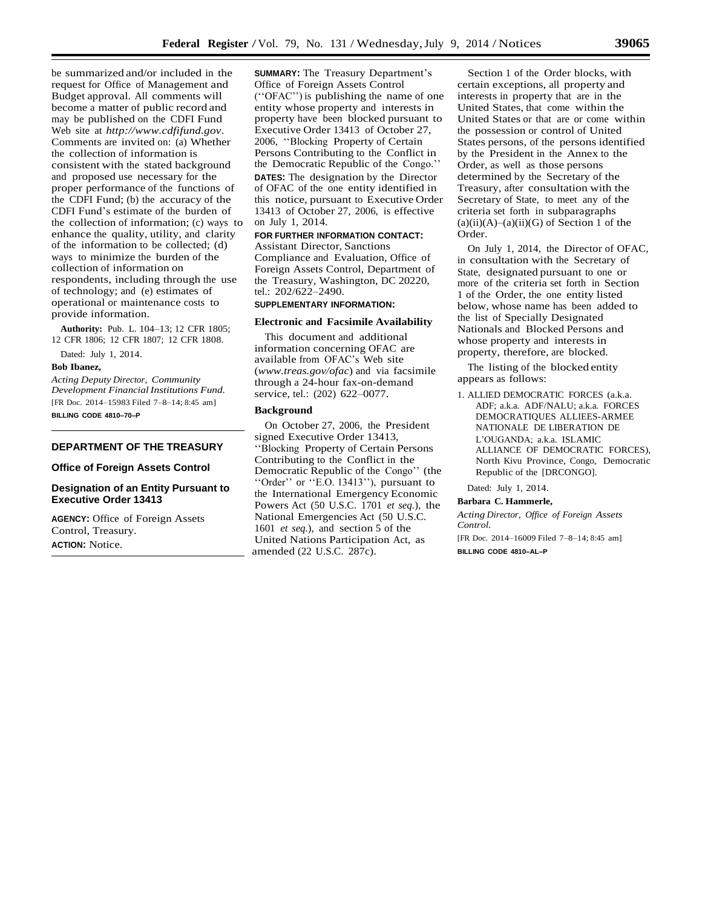be summarized and/or included in the request for Office of Management and Budget approval. All comments will become a matter of public record and may be published on the CDFI Fund Web site at *http://www.cdfifund.gov*. Comments are invited on: (a) Whether the collection of information is consistent with the stated background and proposed use necessary for the proper performance of the functions of the CDFI Fund; (b) the accuracy of the CDFI Fund's estimate of the burden of the collection of information; (c) ways to enhance the quality, utility, and clarity of the information to be collected; (d) ways to minimize the burden of the collection of information on respondents, including through the use of technology; and (e) estimates of operational or maintenance costs to provide information.

**Authority:** Pub. L. 104–13; 12 CFR 1805; 12 CFR 1806; 12 CFR 1807; 12 CFR 1808.

Dated: July 1, 2014.

**Bob Ibanez,**

*Acting Deputy Director, Community Development Financial Institutions Fund.*

[FR Doc. 2014–15983 Filed 7–8–14; 8:45 am]

**BILLING CODE 4810–70–P**

---

## DEPARTMENT OF THE TREASURY

### Office of Foreign Assets Control

### Designation of an Entity Pursuant to Executive Order 13413

**AGENCY:** Office of Foreign Assets Control, Treasury.

**ACTION:** Notice.

---

**SUMMARY:** The Treasury Department's Office of Foreign Assets Control (''OFAC'') is publishing the name of one entity whose property and interests in property have been blocked pursuant to Executive Order 13413 of October 27, 2006, ''Blocking Property of Certain Persons Contributing to the Conflict in the Democratic Republic of the Congo.''

**DATES:** The designation by the Director of OFAC of the one entity identified in this notice, pursuant to Executive Order 13413 of October 27, 2006, is effective on July 1, 2014.

**FOR FURTHER INFORMATION CONTACT:** Assistant Director, Sanctions Compliance and Evaluation, Office of Foreign Assets Control, Department of the Treasury, Washington, DC 20220, tel.: 202/622–2490.

**SUPPLEMENTARY INFORMATION:**

### Electronic and Facsimile Availability

This document and additional information concerning OFAC are available from OFAC's Web site (*www.treas.gov/ofac*) and via facsimile through a 24-hour fax-on-demand service, tel.: (202) 622–0077.

### Background

On October 27, 2006, the President signed Executive Order 13413, ''Blocking Property of Certain Persons Contributing to the Conflict in the Democratic Republic of the Congo'' (the ''Order'' or ''E.O. 13413''), pursuant to the International Emergency Economic Powers Act (50 U.S.C. 1701 *et seq.*), the National Emergencies Act (50 U.S.C. 1601 *et seq.*), and section 5 of the United Nations Participation Act, as amended (22 U.S.C. 287c).

Section 1 of the Order blocks, with certain exceptions, all property and interests in property that are in the United States, that come within the United States or that are or come within the possession or control of United States persons, of the persons identified by the President in the Annex to the Order, as well as those persons determined by the Secretary of the Treasury, after consultation with the Secretary of State, to meet any of the criteria set forth in subparagraphs (a)(ii)(A)–(a)(ii)(G) of Section 1 of the Order.

On July 1, 2014, the Director of OFAC, in consultation with the Secretary of State, designated pursuant to one or more of the criteria set forth in Section 1 of the Order, the one entity listed below, whose name has been added to the list of Specially Designated Nationals and Blocked Persons and whose property and interests in property, therefore, are blocked.

The listing of the blocked entity appears as follows:

1. ALLIED DEMOCRATIC FORCES (a.k.a. ADF; a.k.a. ADF/NALU; a.k.a. FORCES DEMOCRATIQUES ALLIEES-ARMEE NATIONALE DE LIBERATION DE L'OUGANDA; a.k.a. ISLAMIC ALLIANCE OF DEMOCRATIC FORCES), North Kivu Province, Congo, Democratic Republic of the [DRCONGO].

Dated: July 1, 2014.

**Barbara C. Hammerle,**

*Acting Director, Office of Foreign Assets Control.*

[FR Doc. 2014–16009 Filed 7–8–14; 8:45 am]

**BILLING CODE 4810–AL–P**